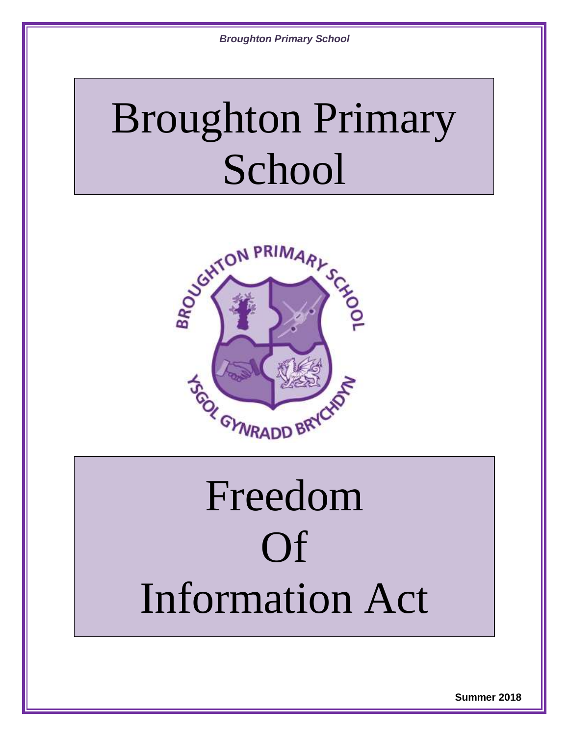# Broughton Primary School

# Freedom Of Information Act

**Summer 2018**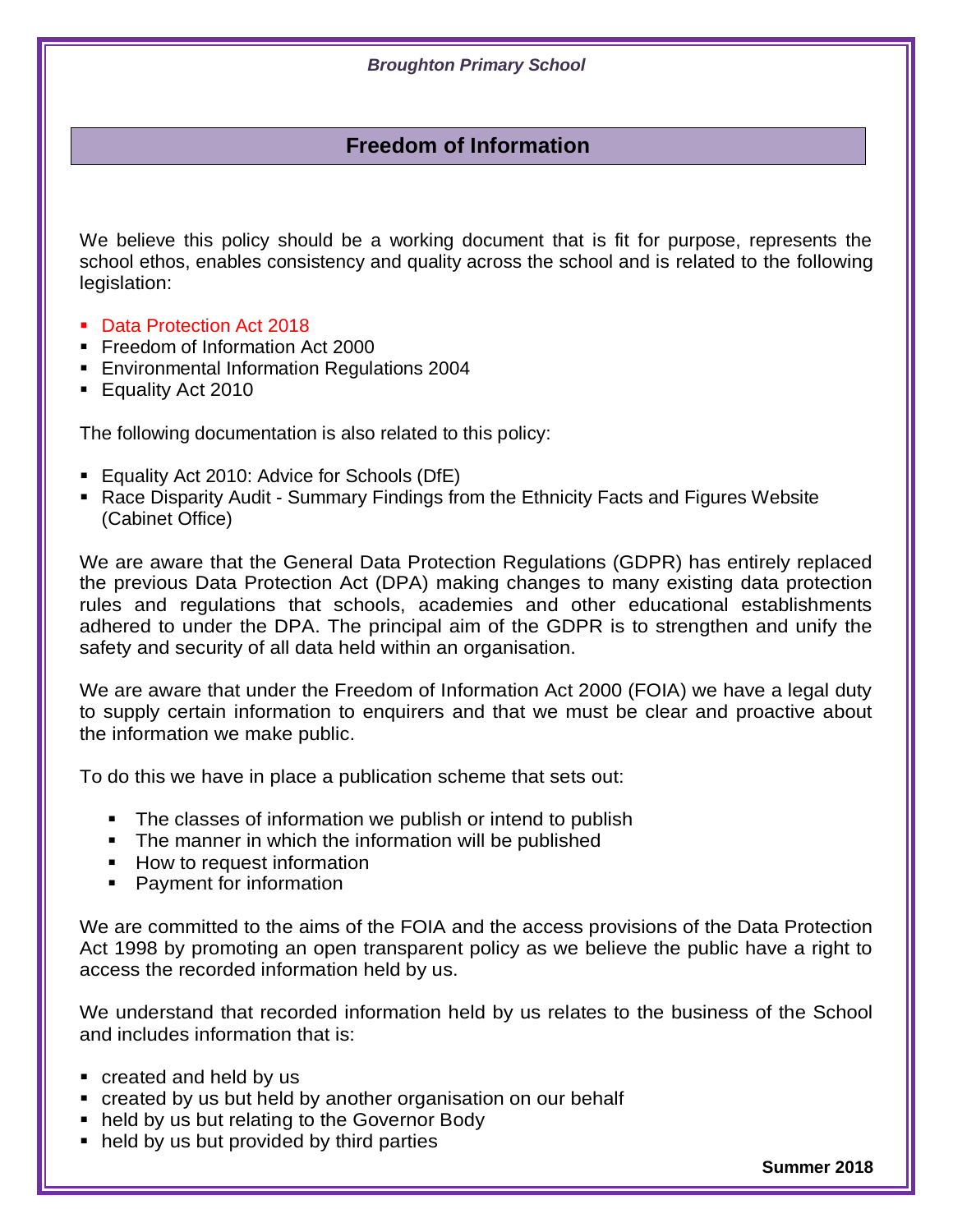# Freedom of Information

We believe this policy should be a working document that is fit for purpose, represents the school ethos, enables consistency and quality across the school and is related to the following legislation:

- Data Protection Act 2018
- Freedom of Information Act 2000
- Environmental Information Regulations 2004
- Equality Act 2010

The following documentation is also related to this policy:

- Equality Act 2010: Advice for Schools (DfE)
- Race Disparity Audit - Summary Findings from the Ethnicity Facts and Figures Website (Cabinet Office)

We are aware that the General Data Protection Regulations (GDPR) has entirely replaced the previous Data Protection Act (DPA) making changes to many existing data protection rules and regulations that schools, academies and other educational establishments adhered to under the DPA. The principal aim of the GDPR is to strengthen and unify the safety and security of all data held within an organisation.

We are aware that under the Freedom of Information Act 2000 (FOIA) we have a legal duty to supply certain information to enquirers and that we must be clear and proactive about the information we make public.

To do this we have in place a publication scheme that sets out:

- The classes of information we publish or intend to publish
- The manner in which the information will be published
- How to request information
- Payment for information

We are committed to the aims of the FOIA and the access provisions of the Data Protection Act 1998 by promoting an open transparent policy as we believe the public have a right to access the recorded information held by us.

We understand that recorded information held by us relates to the business of the School and includes information that is:

- created and held by us
- created by us but held by another organisation on our behalf
- held by us but relating to the Governor Body
- held by us but provided by third parties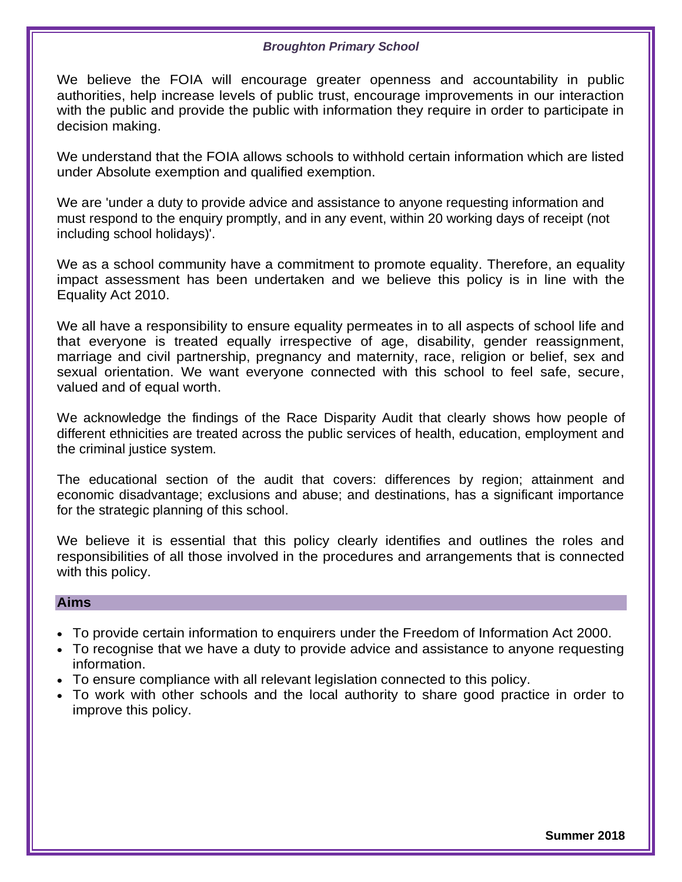We believe the FOIA will encourage greater openness and accountability in public authorities, help increase levels of public trust, encourage improvements in our interaction with the public and provide the public with information they require in order to participate in decision making.

We understand that the FOIA allows schools to withhold certain information which are listed under Absolute exemption and qualified exemption.

We are 'under a duty to provide advice and assistance to anyone requesting information and must respond to the enquiry promptly, and in any event, within 20 working days of receipt (not including school holidays)'.

We as a school community have a commitment to promote equality. Therefore, an equality impact assessment has been undertaken and we believe this policy is in line with the Equality Act 2010.

We all have a responsibility to ensure equality permeates in to all aspects of school life and that everyone is treated equally irrespective of age, disability, gender reassignment, marriage and civil partnership, pregnancy and maternity, race, religion or belief, sex and sexual orientation. We want everyone connected with this school to feel safe, secure, valued and of equal worth.

We acknowledge the findings of the Race Disparity Audit that clearly shows how people of different ethnicities are treated across the public services of health, education, employment and the criminal justice system.

The educational section of the audit that covers: differences by region; attainment and economic disadvantage; exclusions and abuse; and destinations, has a significant importance for the strategic planning of this school.

We believe it is essential that this policy clearly identifies and outlines the roles and responsibilities of all those involved in the procedures and arrangements that is connected with this policy.

## Aims

- To provide certain information to enquirers under the Freedom of Information Act 2000.
- To recognise that we have a duty to provide advice and assistance to anyone requesting information.
- To ensure compliance with all relevant legislation connected to this policy.
- To work with other schools and the local authority to share good practice in order to improve this policy.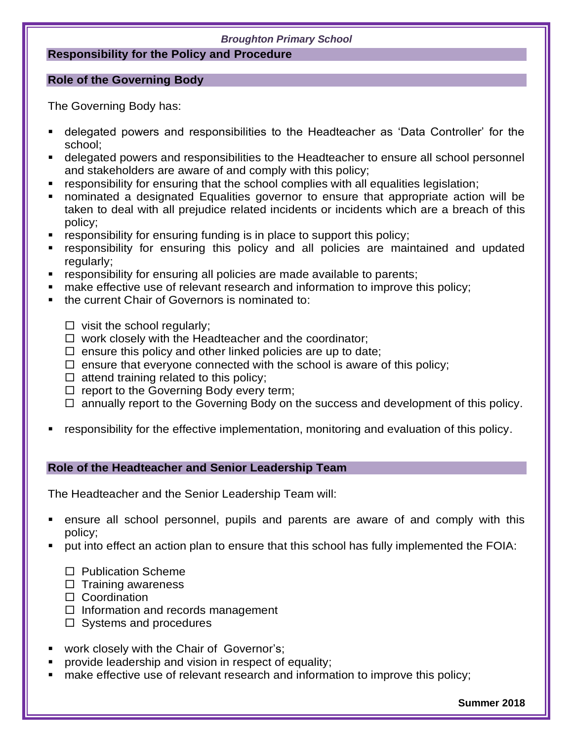## Responsibility for the Policy and Procedure

### Role of the Governing Body

The Governing Body has:

- delegated powers and responsibilities to the Headteacher as 'Data Controller' for the school;
- delegated powers and responsibilities to the Headteacher to ensure all school personnel and stakeholders are aware of and comply with this policy;
- responsibility for ensuring that the school complies with all equalities legislation;
- nominated a designated Equalities governor to ensure that appropriate action will be taken to deal with all prejudice related incidents or incidents which are a breach of this policy;
- responsibility for ensuring funding is in place to support this policy;
- responsibility for ensuring this policy and all policies are maintained and updated regularly;
- responsibility for ensuring all policies are made available to parents;
- make effective use of relevant research and information to improve this policy;
- the current Chair of Governors is nominated to:
  - ☐ visit the school regularly;
  - ☐ work closely with the Headteacher and the coordinator;
  - ☐ ensure this policy and other linked policies are up to date;
  - ☐ ensure that everyone connected with the school is aware of this policy;
  - ☐ attend training related to this policy;
  - ☐ report to the Governing Body every term;
  - ☐ annually report to the Governing Body on the success and development of this policy.
- responsibility for the effective implementation, monitoring and evaluation of this policy.

### Role of the Headteacher and Senior Leadership Team

The Headteacher and the Senior Leadership Team will:

- ensure all school personnel, pupils and parents are aware of and comply with this policy;
- put into effect an action plan to ensure that this school has fully implemented the FOIA:
  - ☐ Publication Scheme
  - ☐ Training awareness
  - ☐ Coordination
  - ☐ Information and records management
  - ☐ Systems and procedures
- work closely with the Chair of Governor's;
- provide leadership and vision in respect of equality;
- make effective use of relevant research and information to improve this policy;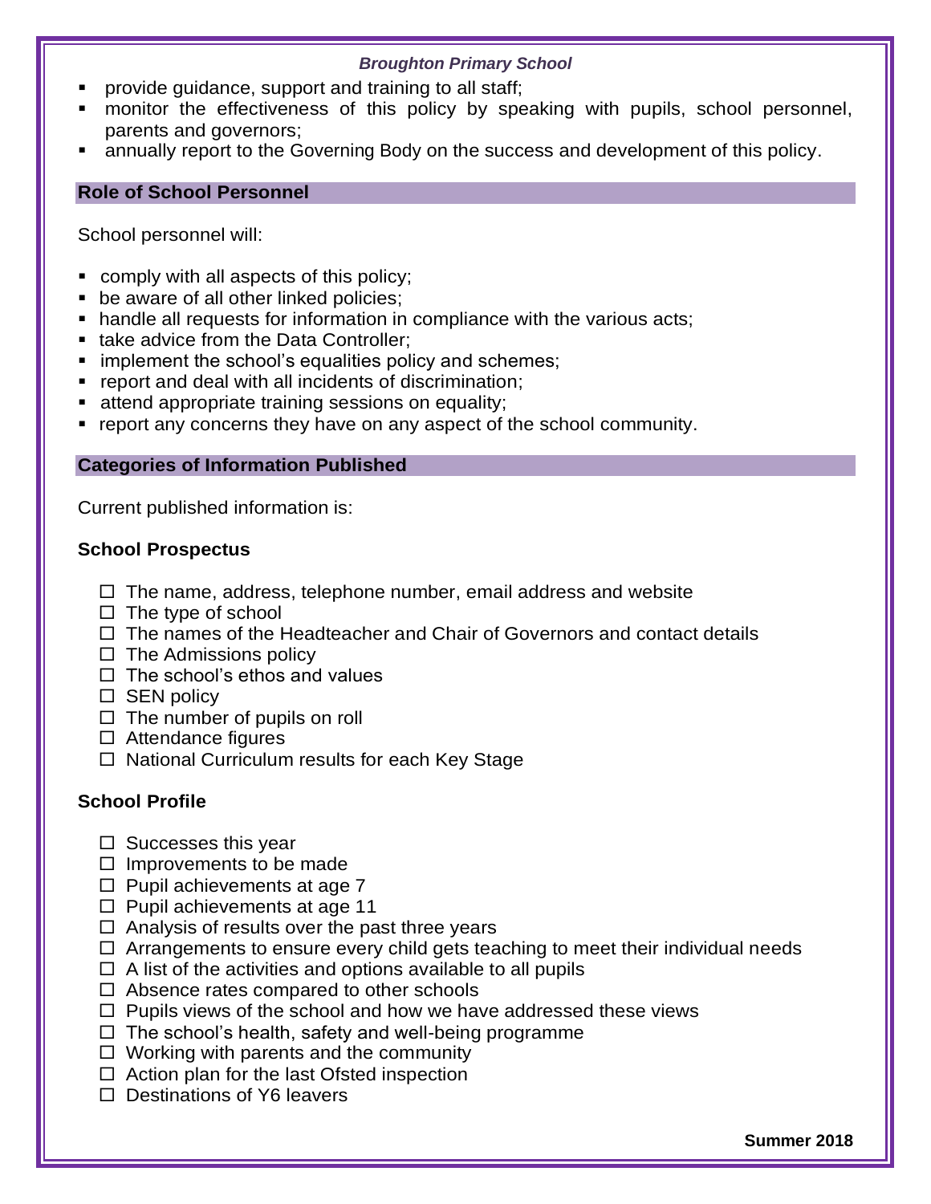- provide guidance, support and training to all staff;
- monitor the effectiveness of this policy by speaking with pupils, school personnel, parents and governors;
- annually report to the Governing Body on the success and development of this policy.

## Role of School Personnel

School personnel will:

- comply with all aspects of this policy;
- be aware of all other linked policies;
- handle all requests for information in compliance with the various acts;
- take advice from the Data Controller;
- implement the school's equalities policy and schemes;
- report and deal with all incidents of discrimination;
- attend appropriate training sessions on equality;
- report any concerns they have on any aspect of the school community.

## Categories of Information Published

Current published information is:

### School Prospectus

- ☐ The name, address, telephone number, email address and website
- ☐ The type of school
- ☐ The names of the Headteacher and Chair of Governors and contact details
- ☐ The Admissions policy
- ☐ The school's ethos and values
- ☐ SEN policy
- ☐ The number of pupils on roll
- ☐ Attendance figures
- ☐ National Curriculum results for each Key Stage

### School Profile

- ☐ Successes this year
- ☐ Improvements to be made
- ☐ Pupil achievements at age 7
- ☐ Pupil achievements at age 11
- ☐ Analysis of results over the past three years
- ☐ Arrangements to ensure every child gets teaching to meet their individual needs
- ☐ A list of the activities and options available to all pupils
- ☐ Absence rates compared to other schools
- ☐ Pupils views of the school and how we have addressed these views
- ☐ The school's health, safety and well-being programme
- ☐ Working with parents and the community
- ☐ Action plan for the last Ofsted inspection
- ☐ Destinations of Y6 leavers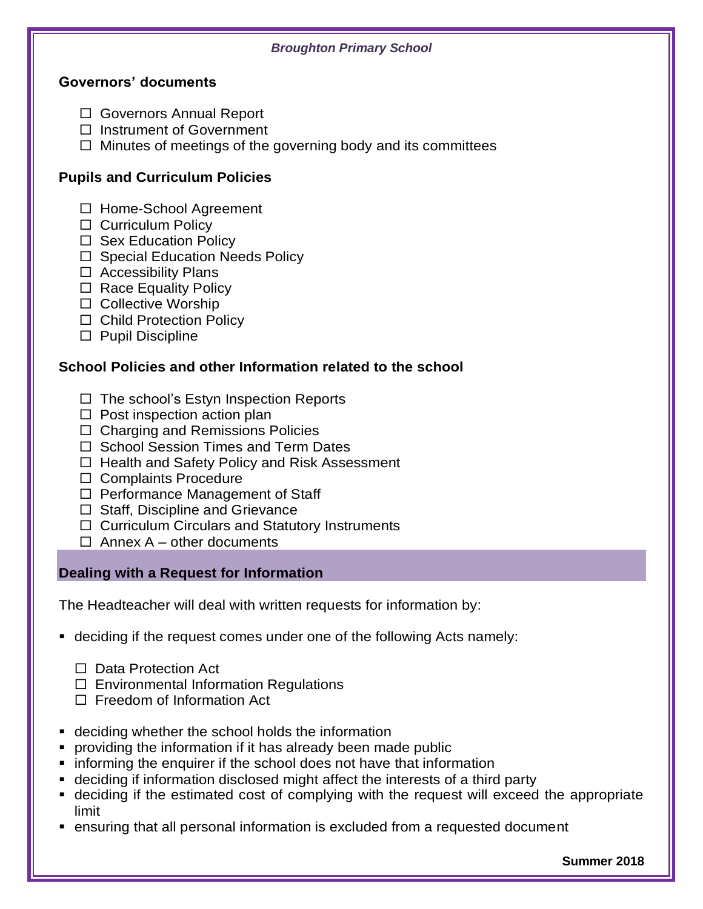## Governors' documents

- ☐ Governors Annual Report
- ☐ Instrument of Government
- ☐ Minutes of meetings of the governing body and its committees

## Pupils and Curriculum Policies

- ☐ Home-School Agreement
- ☐ Curriculum Policy
- ☐ Sex Education Policy
- ☐ Special Education Needs Policy
- ☐ Accessibility Plans
- ☐ Race Equality Policy
- ☐ Collective Worship
- ☐ Child Protection Policy
- ☐ Pupil Discipline

## School Policies and other Information related to the school

- ☐ The school's Estyn Inspection Reports
- ☐ Post inspection action plan
- ☐ Charging and Remissions Policies
- ☐ School Session Times and Term Dates
- ☐ Health and Safety Policy and Risk Assessment
- ☐ Complaints Procedure
- ☐ Performance Management of Staff
- ☐ Staff, Discipline and Grievance
- ☐ Curriculum Circulars and Statutory Instruments
- ☐ Annex A – other documents

## Dealing with a Request for Information

The Headteacher will deal with written requests for information by:

- deciding if the request comes under one of the following Acts namely:
  - ☐ Data Protection Act
  - ☐ Environmental Information Regulations
  - ☐ Freedom of Information Act
- deciding whether the school holds the information
- providing the information if it has already been made public
- informing the enquirer if the school does not have that information
- deciding if information disclosed might affect the interests of a third party
- deciding if the estimated cost of complying with the request will exceed the appropriate limit
- ensuring that all personal information is excluded from a requested document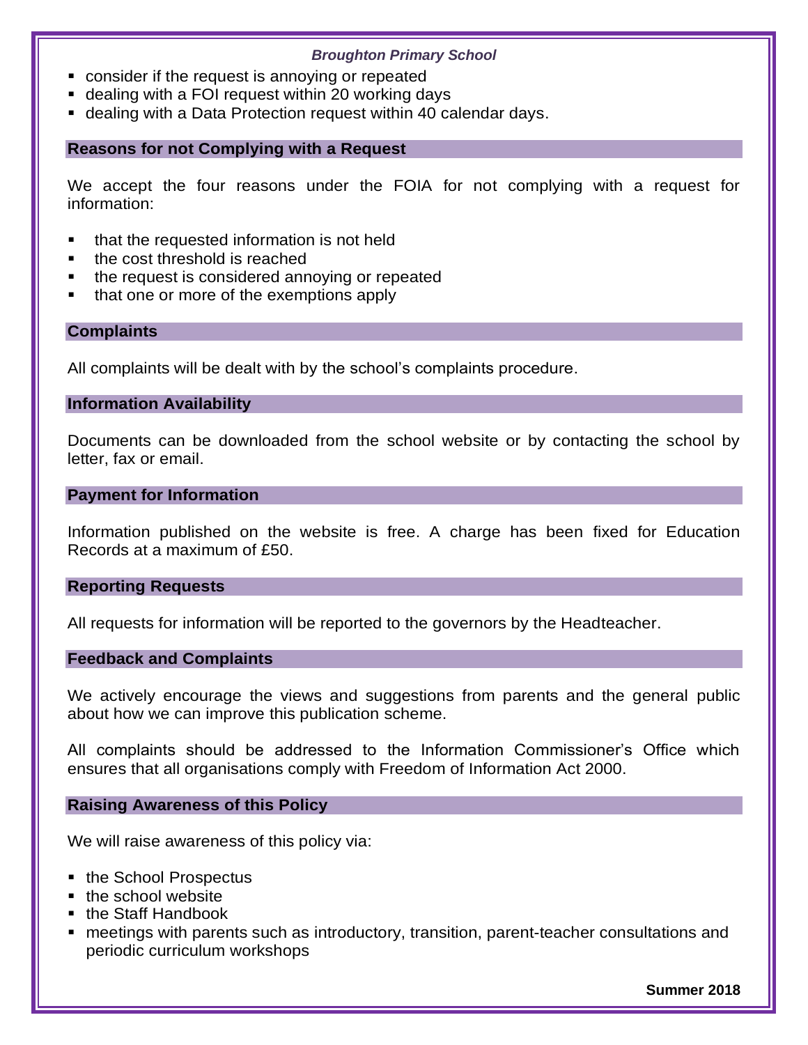- consider if the request is annoying or repeated
- dealing with a FOI request within 20 working days
- dealing with a Data Protection request within 40 calendar days.

## Reasons for not Complying with a Request

We accept the four reasons under the FOIA for not complying with a request for information:

- that the requested information is not held
- the cost threshold is reached
- the request is considered annoying or repeated
- that one or more of the exemptions apply

## Complaints

All complaints will be dealt with by the school's complaints procedure.

## Information Availability

Documents can be downloaded from the school website or by contacting the school by letter, fax or email.

## Payment for Information

Information published on the website is free. A charge has been fixed for Education Records at a maximum of £50.

## Reporting Requests

All requests for information will be reported to the governors by the Headteacher.

## Feedback and Complaints

We actively encourage the views and suggestions from parents and the general public about how we can improve this publication scheme.

All complaints should be addressed to the Information Commissioner's Office which ensures that all organisations comply with Freedom of Information Act 2000.

## Raising Awareness of this Policy

We will raise awareness of this policy via:

- the School Prospectus
- the school website
- the Staff Handbook
- meetings with parents such as introductory, transition, parent-teacher consultations and periodic curriculum workshops

**Summer 2018**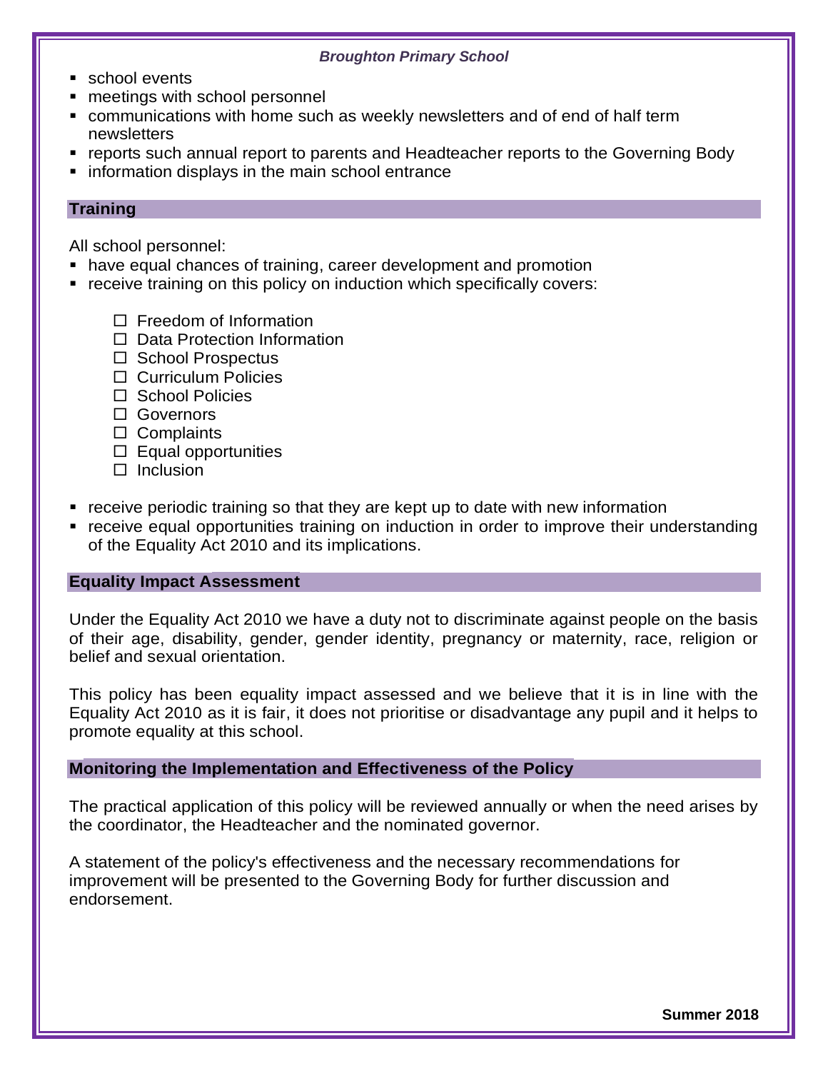- school events
- meetings with school personnel
- communications with home such as weekly newsletters and of end of half term newsletters
- reports such annual report to parents and Headteacher reports to the Governing Body
- information displays in the main school entrance

## Training

All school personnel:

- have equal chances of training, career development and promotion
- receive training on this policy on induction which specifically covers:
    - ☐ Freedom of Information
    - ☐ Data Protection Information
    - ☐ School Prospectus
    - ☐ Curriculum Policies
    - ☐ School Policies
    - ☐ Governors
    - ☐ Complaints
    - ☐ Equal opportunities
    - ☐ Inclusion
- receive periodic training so that they are kept up to date with new information
- receive equal opportunities training on induction in order to improve their understanding of the Equality Act 2010 and its implications.

## Equality Impact Assessment

Under the Equality Act 2010 we have a duty not to discriminate against people on the basis of their age, disability, gender, gender identity, pregnancy or maternity, race, religion or belief and sexual orientation.

This policy has been equality impact assessed and we believe that it is in line with the Equality Act 2010 as it is fair, it does not prioritise or disadvantage any pupil and it helps to promote equality at this school.

## Monitoring the Implementation and Effectiveness of the Policy

The practical application of this policy will be reviewed annually or when the need arises by the coordinator, the Headteacher and the nominated governor.

A statement of the policy's effectiveness and the necessary recommendations for improvement will be presented to the Governing Body for further discussion and endorsement.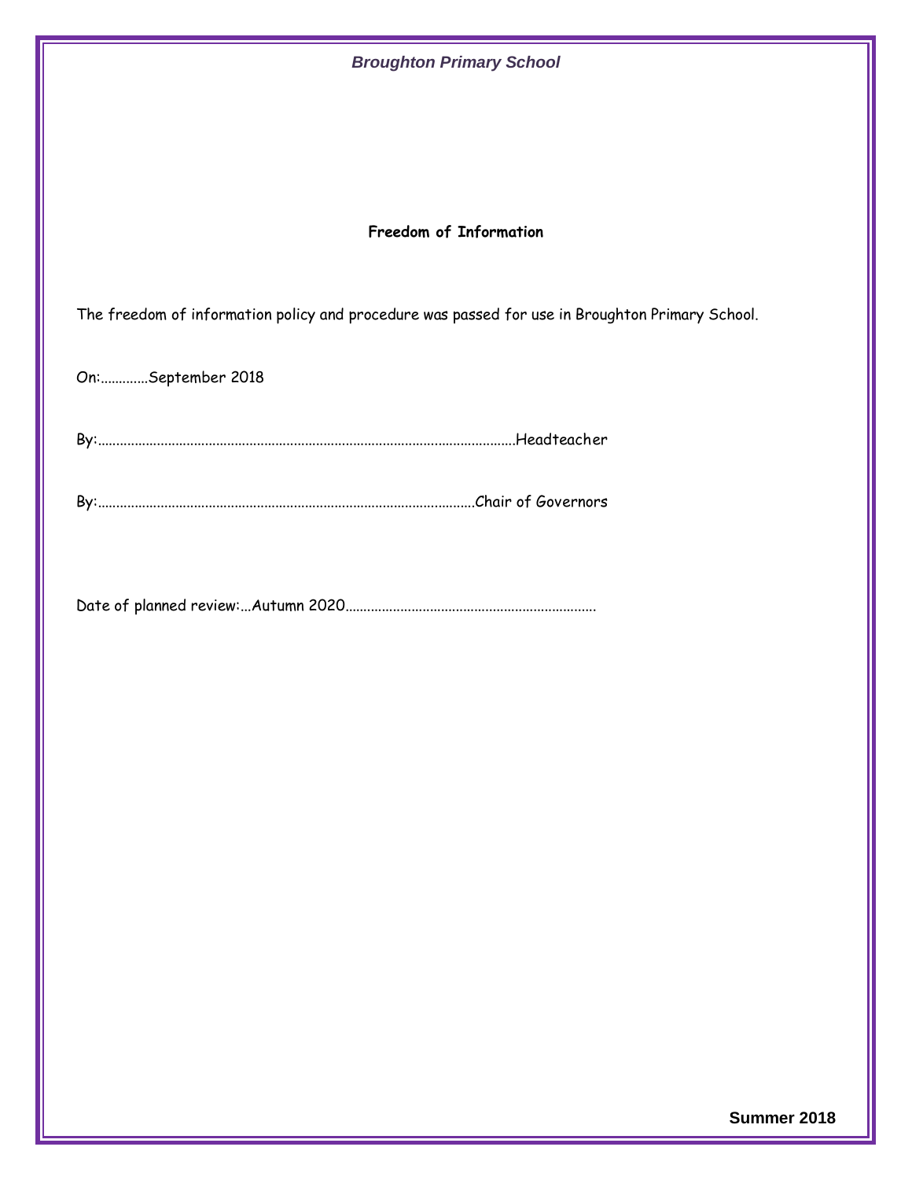**Freedom of Information**

The freedom of information policy and procedure was passed for use in Broughton Primary School.

On:…………September 2018

By:……………………………………………………………………………………………Headteacher

By:……………………………………………………………………………………Chair of Governors

Date of planned review:…Autumn 2020……………………………………………………………